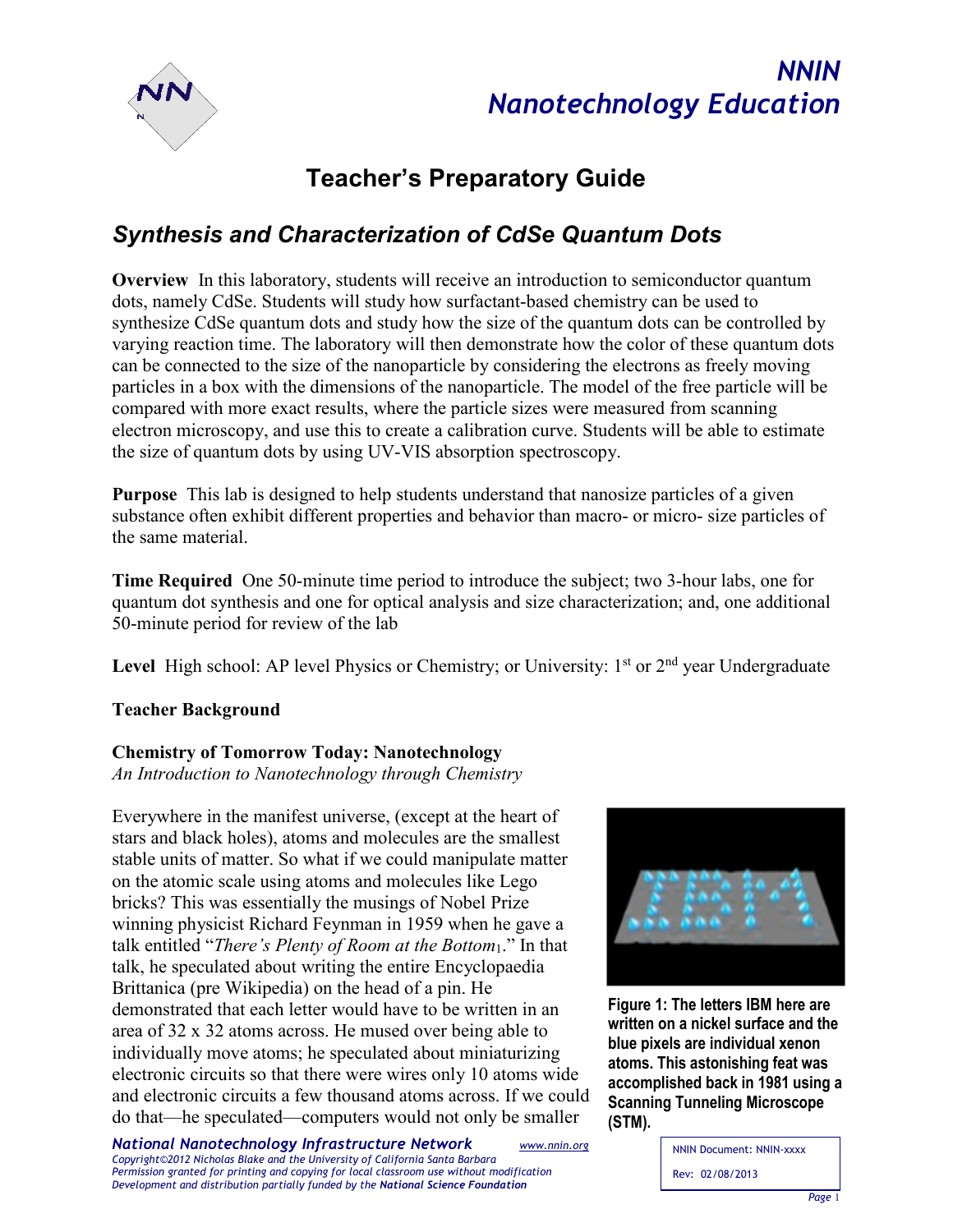# NNIN Nanotechnology Education

## Teacher's Preparatory Guide

### *Synthesis and Characterization of CdSe Quantum Dots*

**Overview** In this laboratory, students will receive an introduction to semiconductor quantum dots, namely CdSe. Students will study how surfactant-based chemistry can be used to synthesize CdSe quantum dots and study how the size of the quantum dots can be controlled by varying reaction time. The laboratory will then demonstrate how the color of these quantum dots can be connected to the size of the nanoparticle by considering the electrons as freely moving particles in a box with the dimensions of the nanoparticle. The model of the free particle will be compared with more exact results, where the particle sizes were measured from scanning electron microscopy, and use this to create a calibration curve. Students will be able to estimate the size of quantum dots by using UV-VIS absorption spectroscopy.

**Purpose** This lab is designed to help students understand that nanosize particles of a given substance often exhibit different properties and behavior than macro- or micro- size particles of the same material.

**Time Required** One 50-minute time period to introduce the subject; two 3-hour labs, one for quantum dot synthesis and one for optical analysis and size characterization; and, one additional 50-minute period for review of the lab

**Level** High school: AP level Physics or Chemistry; or University: 1st or 2nd year Undergraduate

**Teacher Background**

**Chemistry of Tomorrow Today: Nanotechnology**
*An Introduction to Nanotechnology through Chemistry*

Everywhere in the manifest universe, (except at the heart of stars and black holes), atoms and molecules are the smallest stable units of matter. So what if we could manipulate matter on the atomic scale using atoms and molecules like Lego bricks? This was essentially the musings of Nobel Prize winning physicist Richard Feynman in 1959 when he gave a talk entitled "*There's Plenty of Room at the Bottom*[1]." In that talk, he speculated about writing the entire Encyclopaedia Brittanica (pre Wikipedia) on the head of a pin. He demonstrated that each letter would have to be written in an area of 32 x 32 atoms across. He mused over being able to individually move atoms; he speculated about miniaturizing electronic circuits so that there were wires only 10 atoms wide and electronic circuits a few thousand atoms across. If we could do that—he speculated—computers would not only be smaller

**Figure 1: The letters IBM here are written on a nickel surface and the blue pixels are individual xenon atoms. This astonishing feat was accomplished back in 1981 using a Scanning Tunneling Microscope (STM).**

*National Nanotechnology Infrastructure Network* www.nnin.org
*Copyright©2012 Nicholas Blake and the University of California Santa Barbara*
*Permission granted for printing and copying for local classroom use without modification*
*Development and distribution partially funded by the* ***National Science Foundation***

NNIN Document: NNIN-xxxx

Rev: 02/08/2013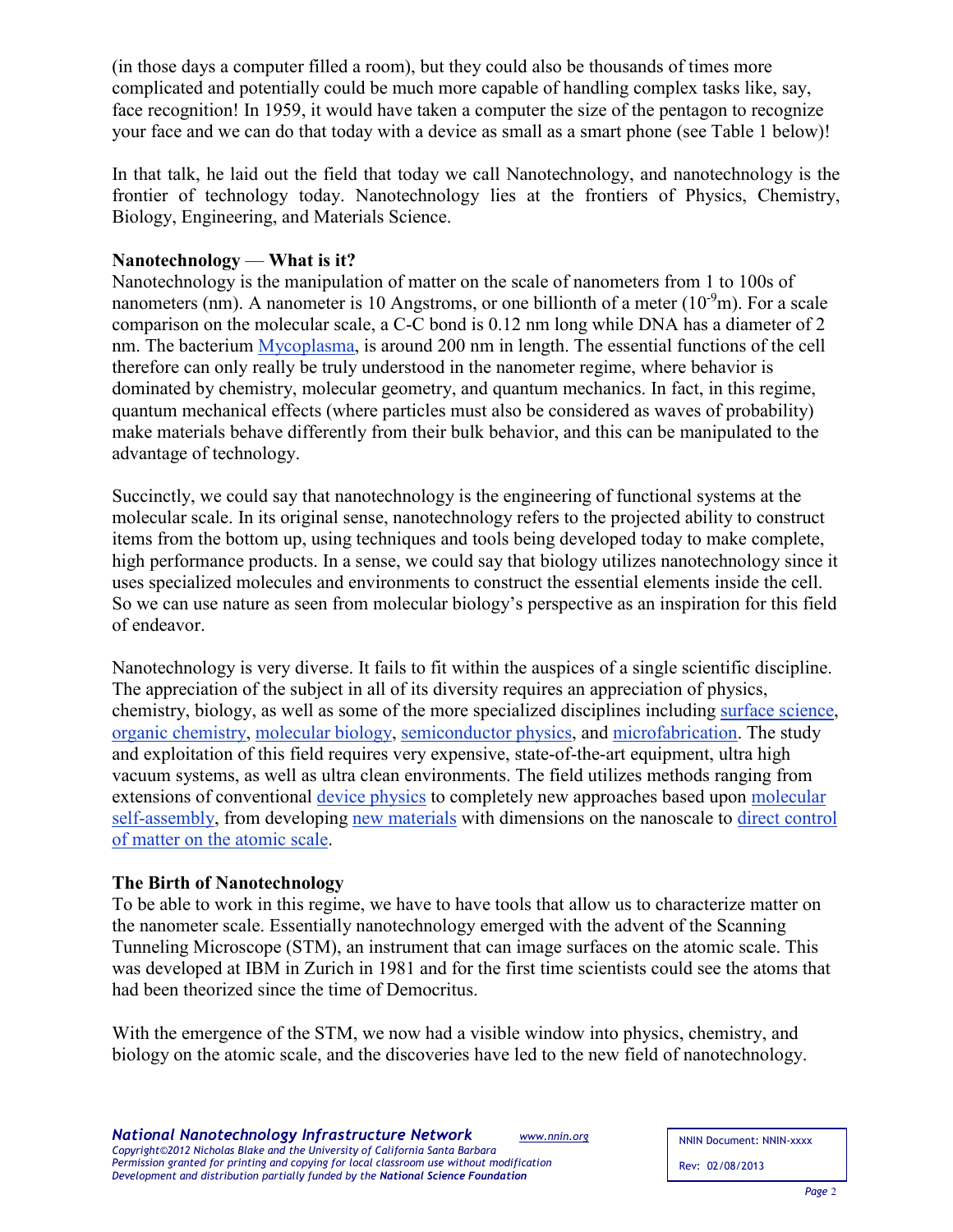(in those days a computer filled a room), but they could also be thousands of times more complicated and potentially could be much more capable of handling complex tasks like, say, face recognition! In 1959, it would have taken a computer the size of the pentagon to recognize your face and we can do that today with a device as small as a smart phone (see Table 1 below)!

In that talk, he laid out the field that today we call Nanotechnology, and nanotechnology is the frontier of technology today. Nanotechnology lies at the frontiers of Physics, Chemistry, Biology, Engineering, and Materials Science.

**Nanotechnology — What is it?**

Nanotechnology is the manipulation of matter on the scale of nanometers from 1 to 100s of nanometers (nm). A nanometer is 10 Angstroms, or one billionth of a meter ($10^{-9}$m). For a scale comparison on the molecular scale, a C-C bond is 0.12 nm long while DNA has a diameter of 2 nm. The bacterium Mycoplasma, is around 200 nm in length. The essential functions of the cell therefore can only really be truly understood in the nanometer regime, where behavior is dominated by chemistry, molecular geometry, and quantum mechanics. In fact, in this regime, quantum mechanical effects (where particles must also be considered as waves of probability) make materials behave differently from their bulk behavior, and this can be manipulated to the advantage of technology.

Succinctly, we could say that nanotechnology is the engineering of functional systems at the molecular scale. In its original sense, nanotechnology refers to the projected ability to construct items from the bottom up, using techniques and tools being developed today to make complete, high performance products. In a sense, we could say that biology utilizes nanotechnology since it uses specialized molecules and environments to construct the essential elements inside the cell. So we can use nature as seen from molecular biology's perspective as an inspiration for this field of endeavor.

Nanotechnology is very diverse. It fails to fit within the auspices of a single scientific discipline. The appreciation of the subject in all of its diversity requires an appreciation of physics, chemistry, biology, as well as some of the more specialized disciplines including surface science, organic chemistry, molecular biology, semiconductor physics, and microfabrication. The study and exploitation of this field requires very expensive, state-of-the-art equipment, ultra high vacuum systems, as well as ultra clean environments. The field utilizes methods ranging from extensions of conventional device physics to completely new approaches based upon molecular self-assembly, from developing new materials with dimensions on the nanoscale to direct control of matter on the atomic scale.

**The Birth of Nanotechnology**

To be able to work in this regime, we have to have tools that allow us to characterize matter on the nanometer scale. Essentially nanotechnology emerged with the advent of the Scanning Tunneling Microscope (STM), an instrument that can image surfaces on the atomic scale. This was developed at IBM in Zurich in 1981 and for the first time scientists could see the atoms that had been theorized since the time of Democritus.

With the emergence of the STM, we now had a visible window into physics, chemistry, and biology on the atomic scale, and the discoveries have led to the new field of nanotechnology.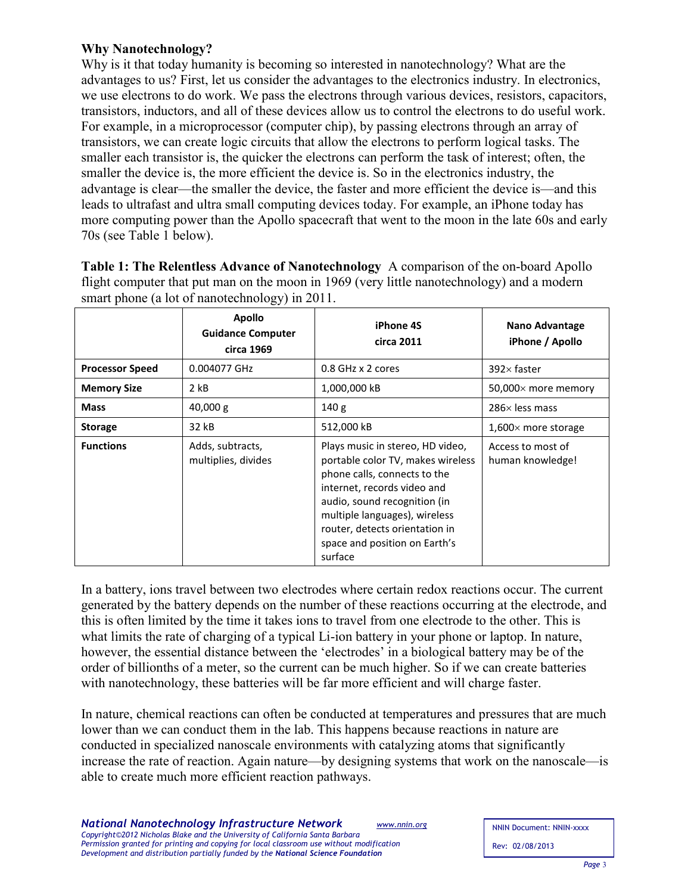### Why Nanotechnology?

Why is it that today humanity is becoming so interested in nanotechnology? What are the advantages to us? First, let us consider the advantages to the electronics industry. In electronics, we use electrons to do work. We pass the electrons through various devices, resistors, capacitors, transistors, inductors, and all of these devices allow us to control the electrons to do useful work. For example, in a microprocessor (computer chip), by passing electrons through an array of transistors, we can create logic circuits that allow the electrons to perform logical tasks. The smaller each transistor is, the quicker the electrons can perform the task of interest; often, the smaller the device is, the more efficient the device is. So in the electronics industry, the advantage is clear—the smaller the device, the faster and more efficient the device is—and this leads to ultrafast and ultra small computing devices today. For example, an iPhone today has more computing power than the Apollo spacecraft that went to the moon in the late 60s and early 70s (see Table 1 below).

**Table 1: The Relentless Advance of Nanotechnology** A comparison of the on-board Apollo flight computer that put man on the moon in 1969 (very little nanotechnology) and a modern smart phone (a lot of nanotechnology) in 2011.

| | Apollo Guidance Computer circa 1969 | iPhone 4S circa 2011 | Nano Advantage iPhone / Apollo |
|---|---|---|---|
| **Processor Speed** | 0.004077 GHz | 0.8 GHz x 2 cores | 392× faster |
| **Memory Size** | 2 kB | 1,000,000 kB | 50,000× more memory |
| **Mass** | 40,000 g | 140 g | 286× less mass |
| **Storage** | 32 kB | 512,000 kB | 1,600× more storage |
| **Functions** | Adds, subtracts, multiplies, divides | Plays music in stereo, HD video, portable color TV, makes wireless phone calls, connects to the internet, records video and audio, sound recognition (in multiple languages), wireless router, detects orientation in space and position on Earth's surface | Access to most of human knowledge! |

In a battery, ions travel between two electrodes where certain redox reactions occur. The current generated by the battery depends on the number of these reactions occurring at the electrode, and this is often limited by the time it takes ions to travel from one electrode to the other. This is what limits the rate of charging of a typical Li-ion battery in your phone or laptop. In nature, however, the essential distance between the 'electrodes' in a biological battery may be of the order of billionths of a meter, so the current can be much higher. So if we can create batteries with nanotechnology, these batteries will be far more efficient and will charge faster.

In nature, chemical reactions can often be conducted at temperatures and pressures that are much lower than we can conduct them in the lab. This happens because reactions in nature are conducted in specialized nanoscale environments with catalyzing atoms that significantly increase the rate of reaction. Again nature—by designing systems that work on the nanoscale—is able to create much more efficient reaction pathways.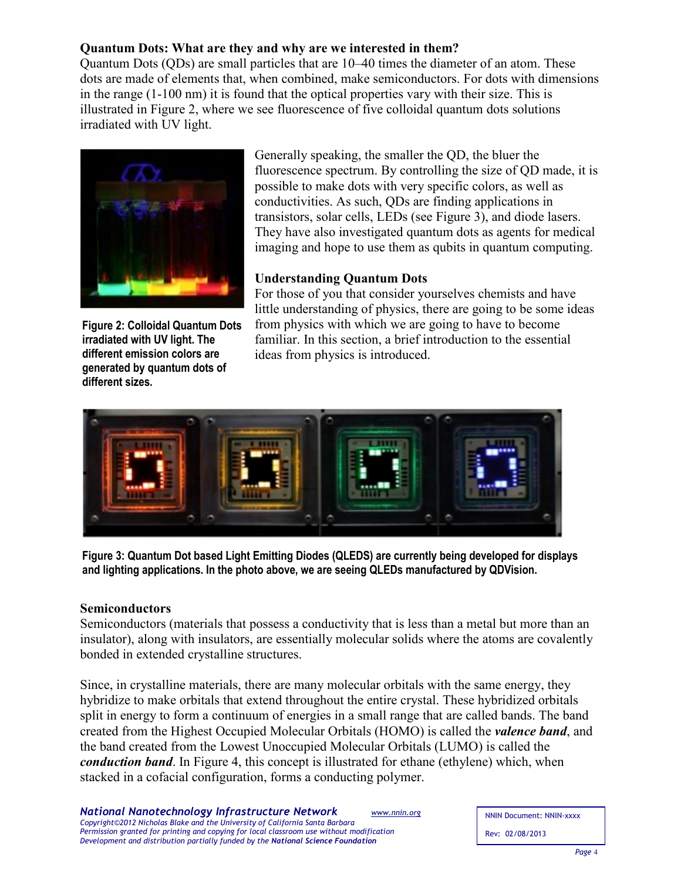## Quantum Dots: What are they and why are we interested in them?

Quantum Dots (QDs) are small particles that are 10–40 times the diameter of an atom. These dots are made of elements that, when combined, make semiconductors. For dots with dimensions in the range (1-100 nm) it is found that the optical properties vary with their size. This is illustrated in Figure 2, where we see fluorescence of five colloidal quantum dots solutions irradiated with UV light.

**Figure 2: Colloidal Quantum Dots irradiated with UV light. The different emission colors are generated by quantum dots of different sizes.**

Generally speaking, the smaller the QD, the bluer the fluorescence spectrum. By controlling the size of QD made, it is possible to make dots with very specific colors, as well as conductivities. As such, QDs are finding applications in transistors, solar cells, LEDs (see Figure 3), and diode lasers. They have also investigated quantum dots as agents for medical imaging and hope to use them as qubits in quantum computing.

### Understanding Quantum Dots

For those of you that consider yourselves chemists and have little understanding of physics, there are going to be some ideas from physics with which we are going to have to become familiar. In this section, a brief introduction to the essential ideas from physics is introduced.

**Figure 3: Quantum Dot based Light Emitting Diodes (QLEDS) are currently being developed for displays and lighting applications. In the photo above, we are seeing QLEDs manufactured by QDVision.**

### Semiconductors

Semiconductors (materials that possess a conductivity that is less than a metal but more than an insulator), along with insulators, are essentially molecular solids where the atoms are covalently bonded in extended crystalline structures.

Since, in crystalline materials, there are many molecular orbitals with the same energy, they hybridize to make orbitals that extend throughout the entire crystal. These hybridized orbitals split in energy to form a continuum of energies in a small range that are called bands. The band created from the Highest Occupied Molecular Orbitals (HOMO) is called the ***valence band***, and the band created from the Lowest Unoccupied Molecular Orbitals (LUMO) is called the ***conduction band***. In Figure 4, this concept is illustrated for ethane (ethylene) which, when stacked in a cofacial configuration, forms a conducting polymer.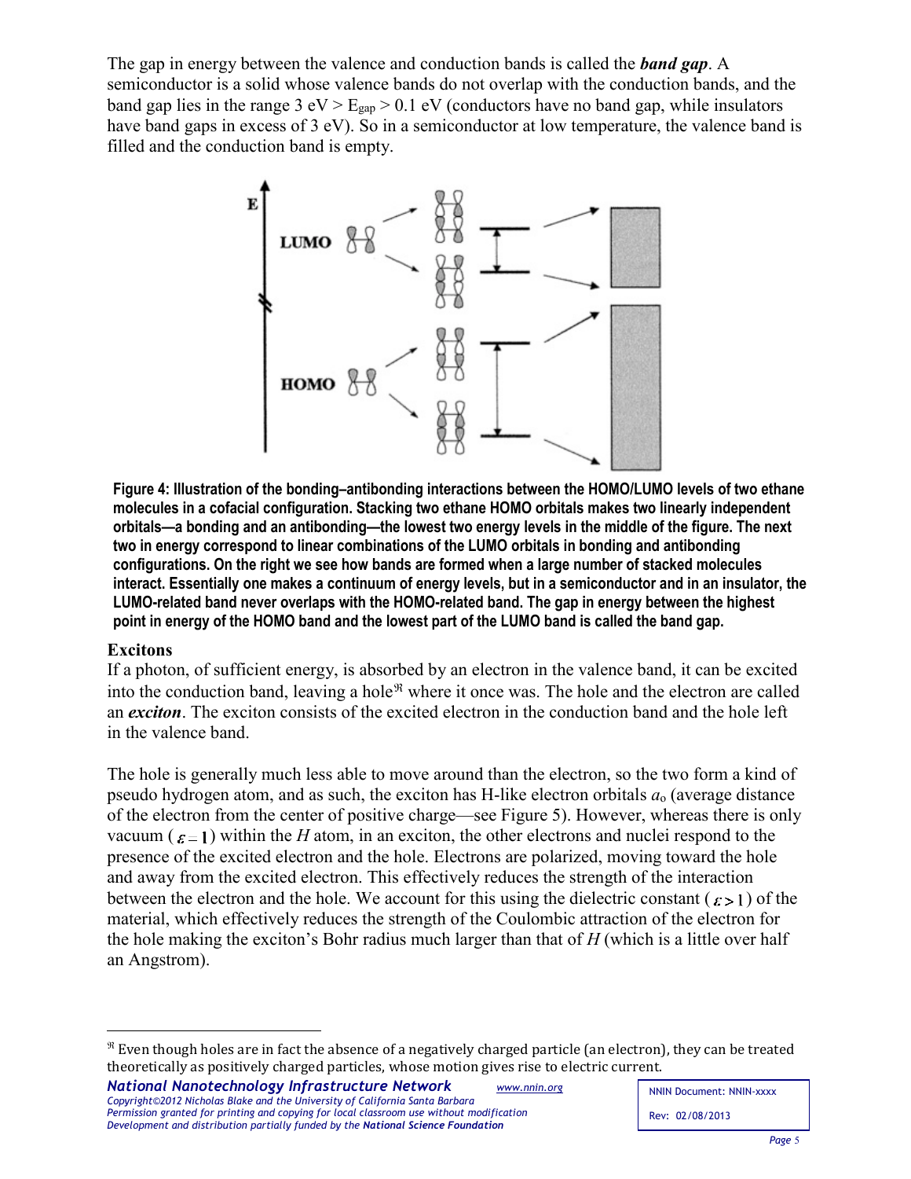The gap in energy between the valence and conduction bands is called the ***band gap***. A semiconductor is a solid whose valence bands do not overlap with the conduction bands, and the band gap lies in the range 3 eV > $E_{gap}$ > 0.1 eV (conductors have no band gap, while insulators have band gaps in excess of 3 eV). So in a semiconductor at low temperature, the valence band is filled and the conduction band is empty.

**Figure 4: Illustration of the bonding–antibonding interactions between the HOMO/LUMO levels of two ethane molecules in a cofacial configuration. Stacking two ethane HOMO orbitals makes two linearly independent orbitals—a bonding and an antibonding—the lowest two energy levels in the middle of the figure. The next two in energy correspond to linear combinations of the LUMO orbitals in bonding and antibonding configurations. On the right we see how bands are formed when a large number of stacked molecules interact. Essentially one makes a continuum of energy levels, but in a semiconductor and in an insulator, the LUMO-related band never overlaps with the HOMO-related band. The gap in energy between the highest point in energy of the HOMO band and the lowest part of the LUMO band is called the band gap.**

### Excitons

If a photon, of sufficient energy, is absorbed by an electron in the valence band, it can be excited into the conduction band, leaving a hole[ℜ] where it once was. The hole and the electron are called an ***exciton***. The exciton consists of the excited electron in the conduction band and the hole left in the valence band.

The hole is generally much less able to move around than the electron, so the two form a kind of pseudo hydrogen atom, and as such, the exciton has H-like electron orbitals $a_o$ (average distance of the electron from the center of positive charge—see Figure 5). However, whereas there is only vacuum ($\varepsilon = 1$) within the *H* atom, in an exciton, the other electrons and nuclei respond to the presence of the excited electron and the hole. Electrons are polarized, moving toward the hole and away from the excited electron. This effectively reduces the strength of the interaction between the electron and the hole. We account for this using the dielectric constant ($\varepsilon > 1$) of the material, which effectively reduces the strength of the Coulombic attraction of the electron for the hole making the exciton's Bohr radius much larger than that of *H* (which is a little over half an Angstrom).

[ℜ] Even though holes are in fact the absence of a negatively charged particle (an electron), they can be treated theoretically as positively charged particles, whose motion gives rise to electric current.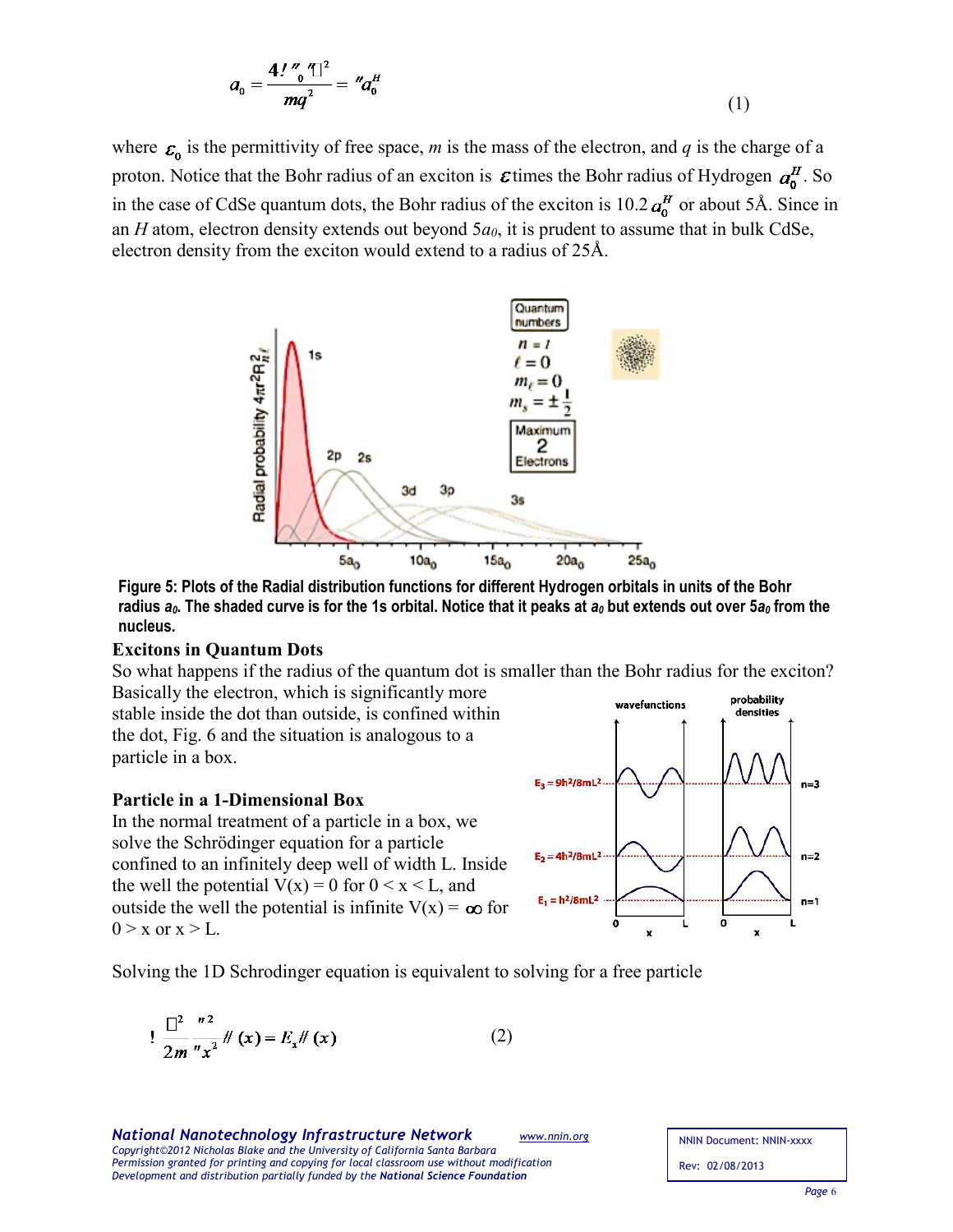$$a_0 = \frac{4\pi\varepsilon_0\varepsilon\hbar^2}{mq^2} = \varepsilon a_0^H \tag{1}$$

where $\varepsilon_0$ is the permittivity of free space, $m$ is the mass of the electron, and $q$ is the charge of a proton. Notice that the Bohr radius of an exciton is $\varepsilon$ times the Bohr radius of Hydrogen $a_0^H$. So in the case of CdSe quantum dots, the Bohr radius of the exciton is $10.2\,a_0^H$ or about 5Å. Since in an $H$ atom, electron density extends out beyond $5a_0$, it is prudent to assume that in bulk CdSe, electron density from the exciton would extend to a radius of 25Å.

**Figure 5: Plots of the Radial distribution functions for different Hydrogen orbitals in units of the Bohr radius $a_0$. The shaded curve is for the 1s orbital. Notice that it peaks at $a_0$ but extends out over $5a_0$ from the nucleus.**

### Excitons in Quantum Dots

So what happens if the radius of the quantum dot is smaller than the Bohr radius for the exciton? Basically the electron, which is significantly more stable inside the dot than outside, is confined within the dot, Fig. 6 and the situation is analogous to a particle in a box.

### Particle in a 1-Dimensional Box

In the normal treatment of a particle in a box, we solve the Schrödinger equation for a particle confined to an infinitely deep well of width L. Inside the well the potential $V(x) = 0$ for $0 < x < L$, and outside the well the potential is infinite $V(x) = \infty$ for $0 > x$ or $x > L$.

Solving the 1D Schrodinger equation is equivalent to solving for a free particle

$$-\frac{\hbar^2}{2m}\frac{\partial^2}{\partial x^2}\psi(x) = E_x\psi(x) \tag{2}$$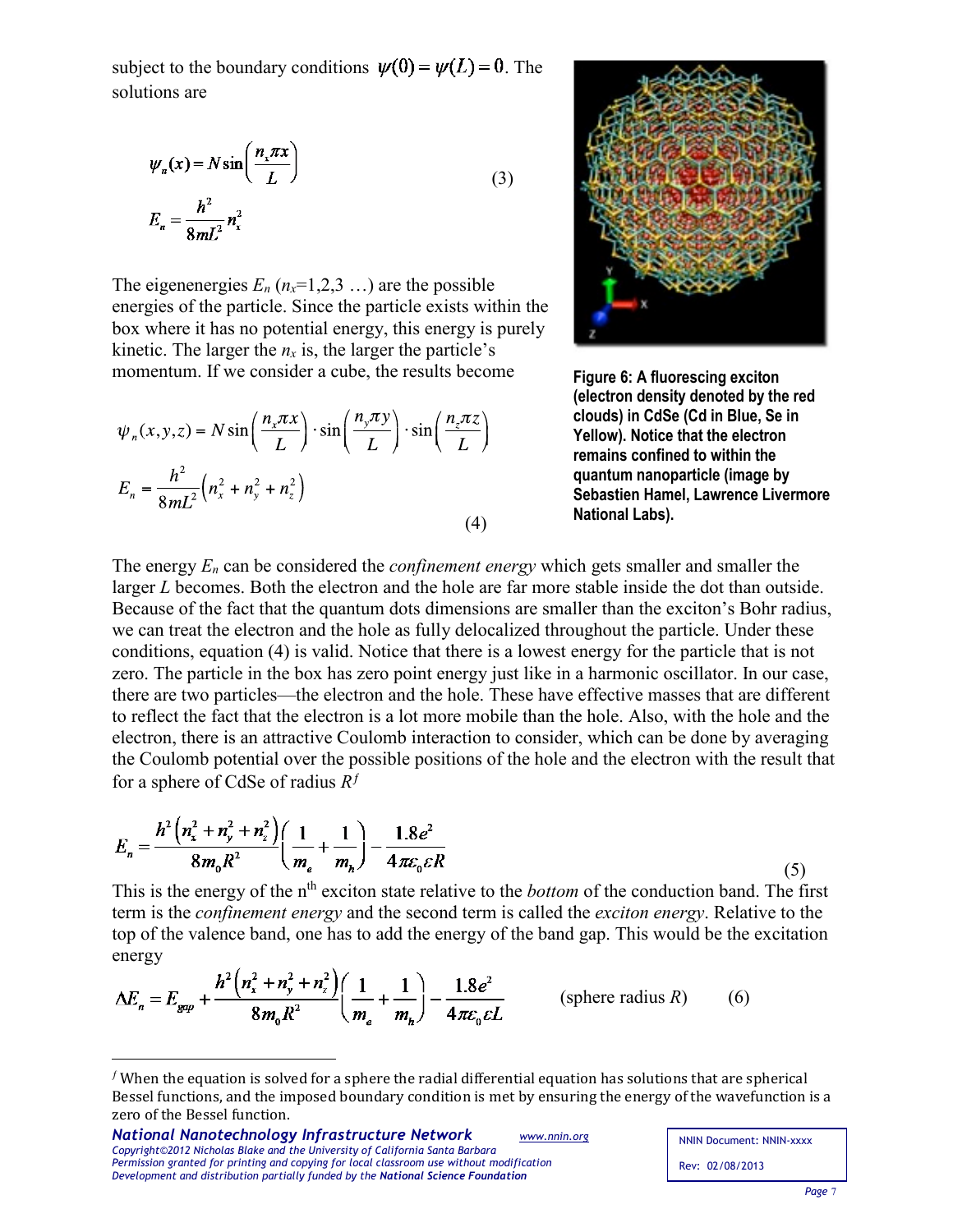subject to the boundary conditions $\psi(0) = \psi(L) = 0$. The solutions are

$$\psi_n(x) = N\sin\left(\frac{n_x \pi x}{L}\right)$$
$$E_n = \frac{h^2}{8mL^2}n_x^2 \qquad (3)$$

The eigenenergies $E_n$ ($n_x$=1,2,3 …) are the possible energies of the particle. Since the particle exists within the box where it has no potential energy, this energy is purely kinetic. The larger the $n_x$ is, the larger the particle's momentum. If we consider a cube, the results become

$$\psi_n(x,y,z) = N\sin\left(\frac{n_x \pi x}{L}\right)\cdot\sin\left(\frac{n_y \pi y}{L}\right)\cdot\sin\left(\frac{n_z \pi z}{L}\right)$$
$$E_n = \frac{h^2}{8mL^2}\left(n_x^2 + n_y^2 + n_z^2\right) \qquad (4)$$

**Figure 6: A fluorescing exciton (electron density denoted by the red clouds) in CdSe (Cd in Blue, Se in Yellow). Notice that the electron remains confined to within the quantum nanoparticle (image by Sebastien Hamel, Lawrence Livermore National Labs).**

The energy $E_n$ can be considered the *confinement energy* which gets smaller and smaller the larger $L$ becomes. Both the electron and the hole are far more stable inside the dot than outside. Because of the fact that the quantum dots dimensions are smaller than the exciton's Bohr radius, we can treat the electron and the hole as fully delocalized throughout the particle. Under these conditions, equation (4) is valid. Notice that there is a lowest energy for the particle that is not zero. The particle in the box has zero point energy just like in a harmonic oscillator. In our case, there are two particles—the electron and the hole. These have effective masses that are different to reflect the fact that the electron is a lot more mobile than the hole. Also, with the hole and the electron, there is an attractive Coulomb interaction to consider, which can be done by averaging the Coulomb potential over the possible positions of the hole and the electron with the result that for a sphere of CdSe of radius $R$[f]

$$E_n = \frac{h^2\left(n_x^2 + n_y^2 + n_z^2\right)}{8m_0R^2}\left(\frac{1}{m_e} + \frac{1}{m_h}\right) - \frac{1.8e^2}{4\pi\varepsilon_0\varepsilon R} \qquad (5)$$

This is the energy of the n[th] exciton state relative to the *bottom* of the conduction band. The first term is the *confinement energy* and the second term is called the *exciton energy*. Relative to the top of the valence band, one has to add the energy of the band gap. This would be the excitation energy

$$\Delta E_n = E_{gap} + \frac{h^2\left(n_x^2 + n_y^2 + n_z^2\right)}{8m_0R^2}\left(\frac{1}{m_e} + \frac{1}{m_h}\right) - \frac{1.8e^2}{4\pi\varepsilon_0\varepsilon L} \qquad \text{(sphere radius } R\text{)} \qquad (6)$$

---

[f] When the equation is solved for a sphere the radial differential equation has solutions that are spherical Bessel functions, and the imposed boundary condition is met by ensuring the energy of the wavefunction is a zero of the Bessel function.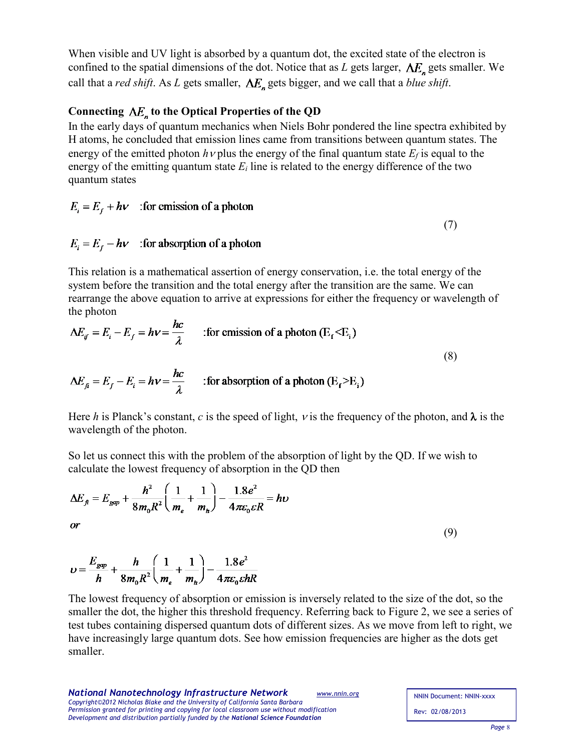When visible and UV light is absorbed by a quantum dot, the excited state of the electron is confined to the spatial dimensions of the dot. Notice that as $L$ gets larger, $\Delta E_n$ gets smaller. We call that a *red shift*. As $L$ gets smaller, $\Delta E_n$ gets bigger, and we call that a *blue shift*.

### Connecting $\Delta E_n$ to the Optical Properties of the QD

In the early days of quantum mechanics when Niels Bohr pondered the line spectra exhibited by H atoms, he concluded that emission lines came from transitions between quantum states. The energy of the emitted photon $h\nu$ plus the energy of the final quantum state $E_f$ is equal to the energy of the emitting quantum state $E_i$ line is related to the energy difference of the two quantum states

$$E_i = E_f + h\nu \quad \text{:for emission of a photon}$$

$$E_i = E_f - h\nu \quad \text{:for absorption of a photon} \tag{7}$$

This relation is a mathematical assertion of energy conservation, i.e. the total energy of the system before the transition and the total energy after the transition are the same. We can rearrange the above equation to arrive at expressions for either the frequency or wavelength of the photon

$$\Delta E_{if} = E_i - E_f = h\nu = \frac{hc}{\lambda} \qquad \text{:for emission of a photon } (E_f < E_i)$$

$$\Delta E_{fi} = E_f - E_i = h\nu = \frac{hc}{\lambda} \qquad \text{:for absorption of a photon } (E_f > E_i) \tag{8}$$

Here $h$ is Planck's constant, $c$ is the speed of light, $\nu$ is the frequency of the photon, and $\lambda$ is the wavelength of the photon.

So let us connect this with the problem of the absorption of light by the QD. If we wish to calculate the lowest frequency of absorption in the QD then

$$\Delta E_{fi} = E_{gap} + \frac{h^2}{8m_0R^2}\left(\frac{1}{m_e} + \frac{1}{m_h}\right) - \frac{1.8e^2}{4\pi\varepsilon_0\varepsilon R} = h\upsilon$$

*or*

$$\upsilon = \frac{E_{gap}}{h} + \frac{h}{8m_0R^2}\left(\frac{1}{m_e} + \frac{1}{m_h}\right) - \frac{1.8e^2}{4\pi\varepsilon_0\varepsilon hR} \tag{9}$$

The lowest frequency of absorption or emission is inversely related to the size of the dot, so the smaller the dot, the higher this threshold frequency. Referring back to Figure 2, we see a series of test tubes containing dispersed quantum dots of different sizes. As we move from left to right, we have increasingly large quantum dots. See how emission frequencies are higher as the dots get smaller.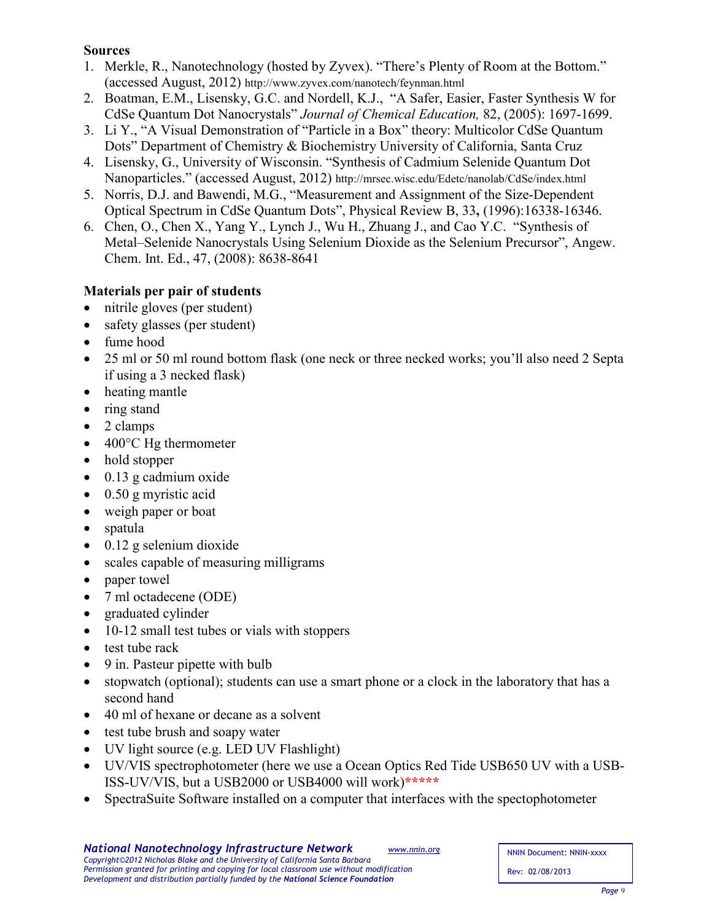**Sources**

1. Merkle, R., Nanotechnology (hosted by Zyvex). "There's Plenty of Room at the Bottom." (accessed August, 2012) http://www.zyvex.com/nanotech/feynman.html
2. Boatman, E.M., Lisensky, G.C. and Nordell, K.J., "A Safer, Easier, Faster Synthesis W for CdSe Quantum Dot Nanocrystals" *Journal of Chemical Education,* 82, (2005): 1697-1699.
3. Li Y., "A Visual Demonstration of "Particle in a Box" theory: Multicolor CdSe Quantum Dots" Department of Chemistry & Biochemistry University of California, Santa Cruz
4. Lisensky, G., University of Wisconsin. "Synthesis of Cadmium Selenide Quantum Dot Nanoparticles." (accessed August, 2012) http://mrsec.wisc.edu/Edetc/nanolab/CdSe/index.html
5. Norris, D.J. and Bawendi, M.G., "Measurement and Assignment of the Size-Dependent Optical Spectrum in CdSe Quantum Dots", Physical Review B, 33**,** (1996):16338-16346.
6. Chen, O., Chen X., Yang Y., Lynch J., Wu H., Zhuang J., and Cao Y.C. "Synthesis of Metal–Selenide Nanocrystals Using Selenium Dioxide as the Selenium Precursor", Angew. Chem. Int. Ed., 47, (2008): 8638-8641

**Materials per pair of students**

- nitrile gloves (per student)
- safety glasses (per student)
- fume hood
- 25 ml or 50 ml round bottom flask (one neck or three necked works; you'll also need 2 Septa if using a 3 necked flask)
- heating mantle
- ring stand
- 2 clamps
- 400°C Hg thermometer
- hold stopper
- 0.13 g cadmium oxide
- 0.50 g myristic acid
- weigh paper or boat
- spatula
- 0.12 g selenium dioxide
- scales capable of measuring milligrams
- paper towel
- 7 ml octadecene (ODE)
- graduated cylinder
- 10-12 small test tubes or vials with stoppers
- test tube rack
- 9 in. Pasteur pipette with bulb
- stopwatch (optional); students can use a smart phone or a clock in the laboratory that has a second hand
- 40 ml of hexane or decane as a solvent
- test tube brush and soapy water
- UV light source (e.g. LED UV Flashlight)
- UV/VIS spectrophotometer (here we use a Ocean Optics Red Tide USB650 UV with a USB-ISS-UV/VIS, but a USB2000 or USB4000 will work)*****
- SpectraSuite Software installed on a computer that interfaces with the spectophotometer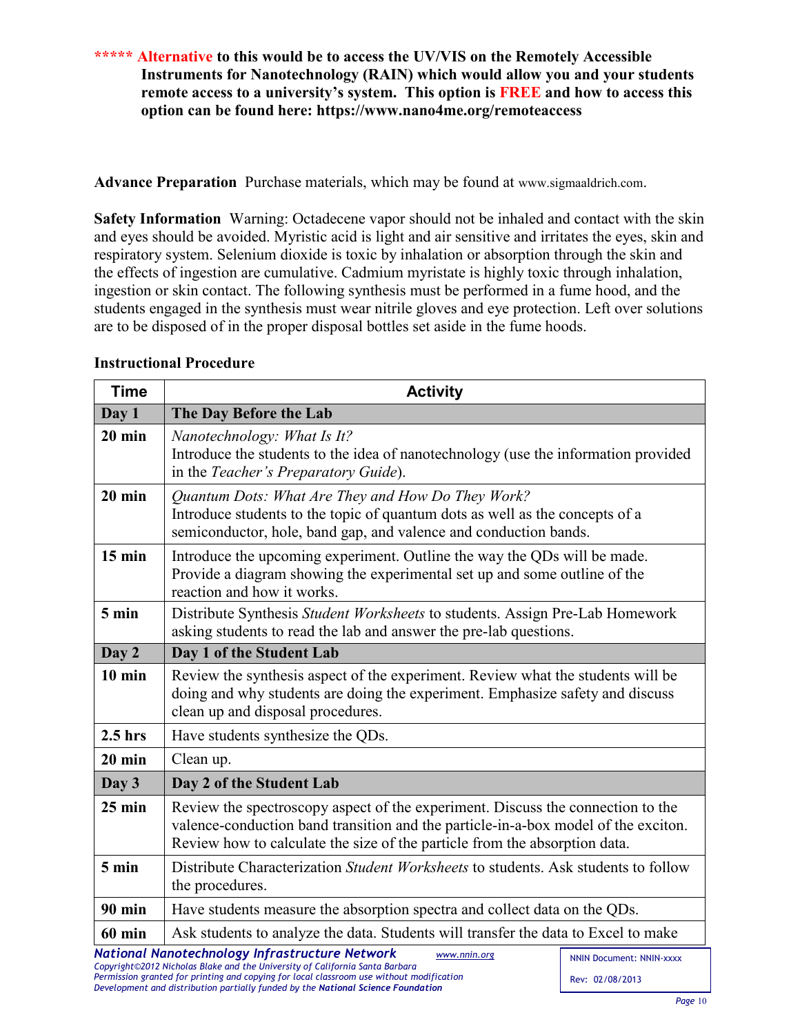**\*\*\*\*\* Alternative to this would be to access the UV/VIS on the Remotely Accessible Instruments for Nanotechnology (RAIN) which would allow you and your students remote access to a university's system. This option is FREE and how to access this option can be found here: https://www.nano4me.org/remoteaccess**

**Advance Preparation** Purchase materials, which may be found at www.sigmaaldrich.com.

**Safety Information** Warning: Octadecene vapor should not be inhaled and contact with the skin and eyes should be avoided. Myristic acid is light and air sensitive and irritates the eyes, skin and respiratory system. Selenium dioxide is toxic by inhalation or absorption through the skin and the effects of ingestion are cumulative. Cadmium myristate is highly toxic through inhalation, ingestion or skin contact. The following synthesis must be performed in a fume hood, and the students engaged in the synthesis must wear nitrile gloves and eye protection. Left over solutions are to be disposed of in the proper disposal bottles set aside in the fume hoods.

**Instructional Procedure**

| Time | Activity |
|---|---|
| **Day 1** | **The Day Before the Lab** |
| **20 min** | *Nanotechnology: What Is It?* Introduce the students to the idea of nanotechnology (use the information provided in the *Teacher's Preparatory Guide*). |
| **20 min** | *Quantum Dots: What Are They and How Do They Work?* Introduce students to the topic of quantum dots as well as the concepts of a semiconductor, hole, band gap, and valence and conduction bands. |
| **15 min** | Introduce the upcoming experiment. Outline the way the QDs will be made. Provide a diagram showing the experimental set up and some outline of the reaction and how it works. |
| **5 min** | Distribute Synthesis *Student Worksheets* to students. Assign Pre-Lab Homework asking students to read the lab and answer the pre-lab questions. |
| **Day 2** | **Day 1 of the Student Lab** |
| **10 min** | Review the synthesis aspect of the experiment. Review what the students will be doing and why students are doing the experiment. Emphasize safety and discuss clean up and disposal procedures. |
| **2.5 hrs** | Have students synthesize the QDs. |
| **20 min** | Clean up. |
| **Day 3** | **Day 2 of the Student Lab** |
| **25 min** | Review the spectroscopy aspect of the experiment. Discuss the connection to the valence-conduction band transition and the particle-in-a-box model of the exciton. Review how to calculate the size of the particle from the absorption data. |
| **5 min** | Distribute Characterization *Student Worksheets* to students. Ask students to follow the procedures. |
| **90 min** | Have students measure the absorption spectra and collect data on the QDs. |
| **60 min** | Ask students to analyze the data. Students will transfer the data to Excel to make |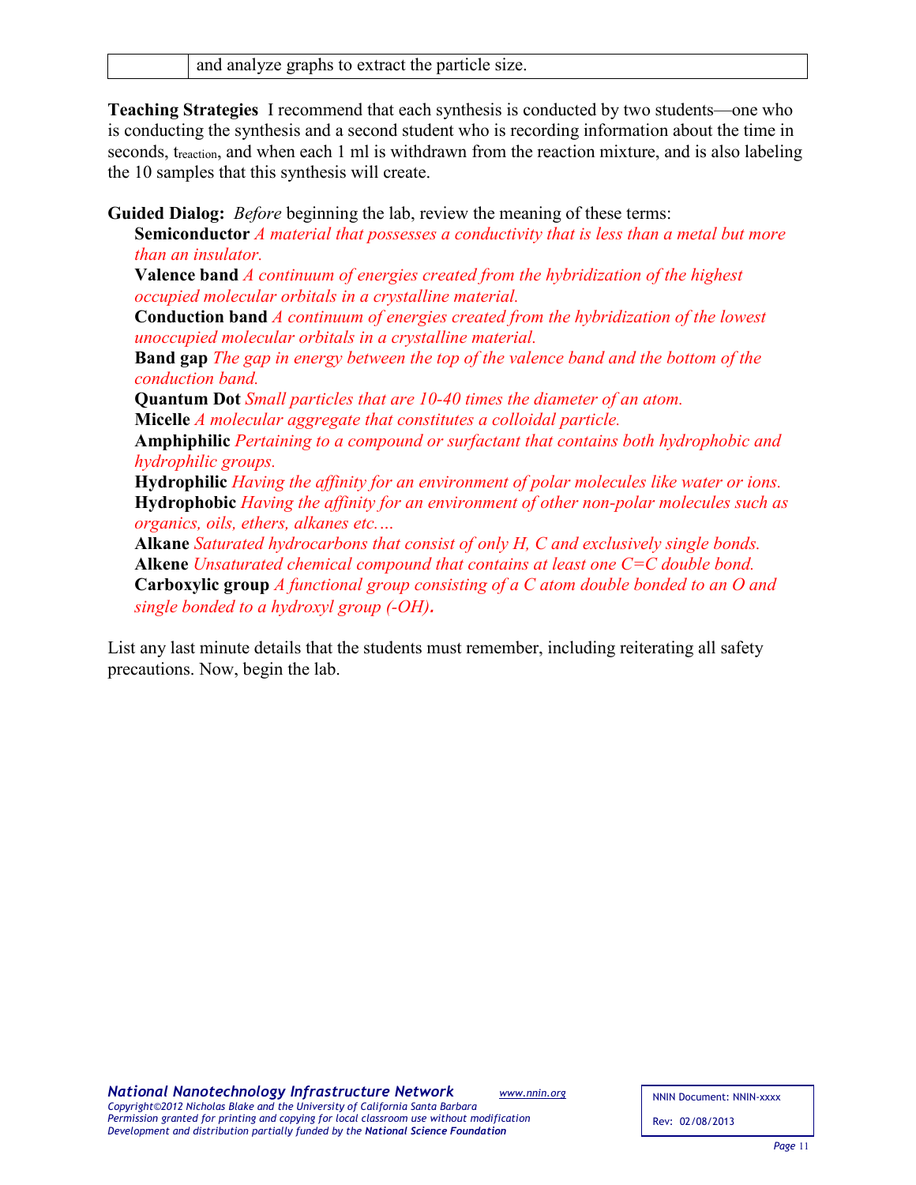|  | and analyze graphs to extract the particle size. |
| --- | --- |

**Teaching Strategies** I recommend that each synthesis is conducted by two students—one who is conducting the synthesis and a second student who is recording information about the time in seconds, $t_{reaction}$, and when each 1 ml is withdrawn from the reaction mixture, and is also labeling the 10 samples that this synthesis will create.

**Guided Dialog:** *Before* beginning the lab, review the meaning of these terms:

**Semiconductor** *A material that possesses a conductivity that is less than a metal but more than an insulator.*

**Valence band** *A continuum of energies created from the hybridization of the highest occupied molecular orbitals in a crystalline material.*

**Conduction band** *A continuum of energies created from the hybridization of the lowest unoccupied molecular orbitals in a crystalline material.*

**Band gap** *The gap in energy between the top of the valence band and the bottom of the conduction band.*

**Quantum Dot** *Small particles that are 10-40 times the diameter of an atom.*

**Micelle** *A molecular aggregate that constitutes a colloidal particle.*

**Amphiphilic** *Pertaining to a compound or surfactant that contains both hydrophobic and hydrophilic groups.*

**Hydrophilic** *Having the affinity for an environment of polar molecules like water or ions.*

**Hydrophobic** *Having the affinity for an environment of other non-polar molecules such as organics, oils, ethers, alkanes etc.…*

**Alkane** *Saturated hydrocarbons that consist of only H, C and exclusively single bonds.*

**Alkene** *Unsaturated chemical compound that contains at least one C=C double bond.*

**Carboxylic group** *A functional group consisting of a C atom double bonded to an O and single bonded to a hydroxyl group (-OH)***.**

List any last minute details that the students must remember, including reiterating all safety precautions. Now, begin the lab.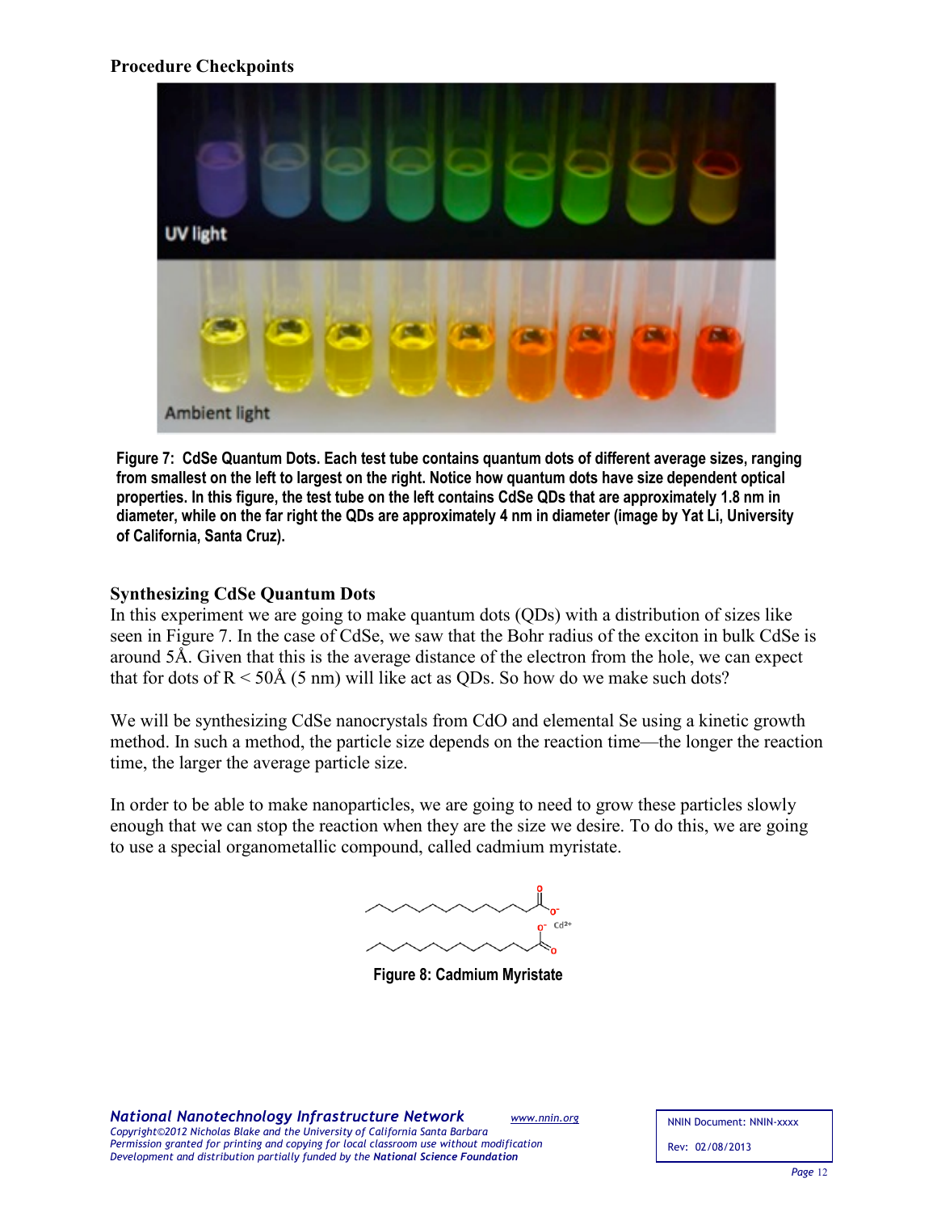**Procedure Checkpoints**

**Figure 7: CdSe Quantum Dots. Each test tube contains quantum dots of different average sizes, ranging from smallest on the left to largest on the right. Notice how quantum dots have size dependent optical properties. In this figure, the test tube on the left contains CdSe QDs that are approximately 1.8 nm in diameter, while on the far right the QDs are approximately 4 nm in diameter (image by Yat Li, University of California, Santa Cruz).**

### Synthesizing CdSe Quantum Dots

In this experiment we are going to make quantum dots (QDs) with a distribution of sizes like seen in Figure 7. In the case of CdSe, we saw that the Bohr radius of the exciton in bulk CdSe is around 5Å. Given that this is the average distance of the electron from the hole, we can expect that for dots of R < 50Å (5 nm) will like act as QDs. So how do we make such dots?

We will be synthesizing CdSe nanocrystals from CdO and elemental Se using a kinetic growth method. In such a method, the particle size depends on the reaction time—the longer the reaction time, the larger the average particle size.

In order to be able to make nanoparticles, we are going to need to grow these particles slowly enough that we can stop the reaction when they are the size we desire. To do this, we are going to use a special organometallic compound, called cadmium myristate.

**Figure 8: Cadmium Myristate**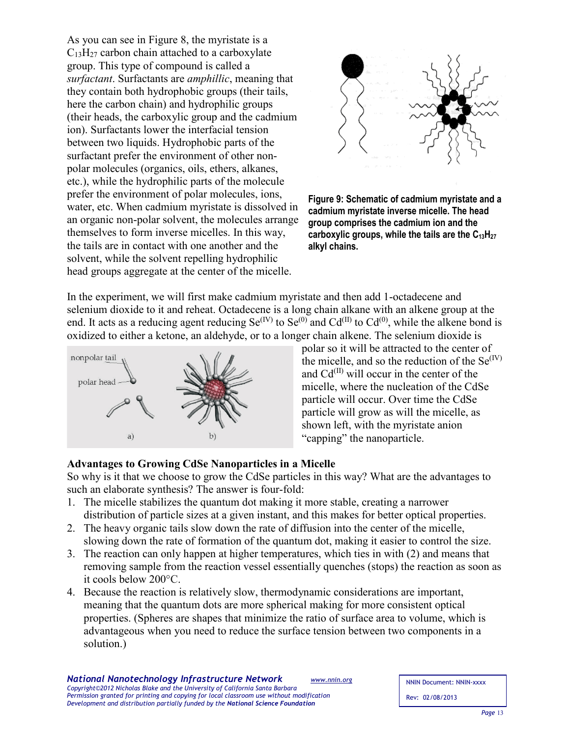As you can see in Figure 8, the myristate is a $C_{13}H_{27}$ carbon chain attached to a carboxylate group. This type of compound is called a *surfactant*. Surfactants are *amphillic*, meaning that they contain both hydrophobic groups (their tails, here the carbon chain) and hydrophilic groups (their heads, the carboxylic group and the cadmium ion). Surfactants lower the interfacial tension between two liquids. Hydrophobic parts of the surfactant prefer the environment of other non-polar molecules (organics, oils, ethers, alkanes, etc.), while the hydrophilic parts of the molecule prefer the environment of polar molecules, ions, water, etc. When cadmium myristate is dissolved in an organic non-polar solvent, the molecules arrange themselves to form inverse micelles. In this way, the tails are in contact with one another and the solvent, while the solvent repelling hydrophilic head groups aggregate at the center of the micelle.

**Figure 9: Schematic of cadmium myristate and a cadmium myristate inverse micelle. The head group comprises the cadmium ion and the carboxylic groups, while the tails are the $C_{13}H_{27}$ alkyl chains.**

In the experiment, we will first make cadmium myristate and then add 1-octadecene and selenium dioxide to it and reheat. Octadecene is a long chain alkane with an alkene group at the end. It acts as a reducing agent reducing $Se^{(IV)}$ to $Se^{(0)}$ and $Cd^{(II)}$ to $Cd^{(0)}$, while the alkene bond is oxidized to either a ketone, an aldehyde, or to a longer chain alkene. The selenium dioxide is polar so it will be attracted to the center of the micelle, and so the reduction of the $Se^{(IV)}$ and $Cd^{(II)}$ will occur in the center of the micelle, where the nucleation of the CdSe particle will occur. Over time the CdSe particle will grow as will the micelle, as shown left, with the myristate anion "capping" the nanoparticle.

## Advantages to Growing CdSe Nanoparticles in a Micelle

So why is it that we choose to grow the CdSe particles in this way? What are the advantages to such an elaborate synthesis? The answer is four-fold:

1. The micelle stabilizes the quantum dot making it more stable, creating a narrower distribution of particle sizes at a given instant, and this makes for better optical properties.
2. The heavy organic tails slow down the rate of diffusion into the center of the micelle, slowing down the rate of formation of the quantum dot, making it easier to control the size.
3. The reaction can only happen at higher temperatures, which ties in with (2) and means that removing sample from the reaction vessel essentially quenches (stops) the reaction as soon as it cools below 200°C.
4. Because the reaction is relatively slow, thermodynamic considerations are important, meaning that the quantum dots are more spherical making for more consistent optical properties. (Spheres are shapes that minimize the ratio of surface area to volume, which is advantageous when you need to reduce the surface tension between two components in a solution.)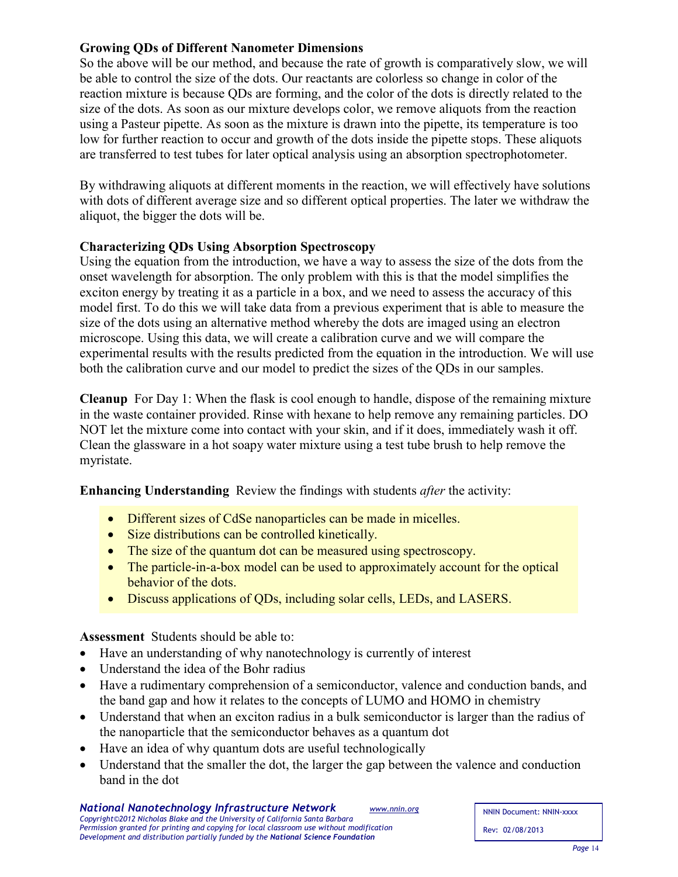### Growing QDs of Different Nanometer Dimensions

So the above will be our method, and because the rate of growth is comparatively slow, we will be able to control the size of the dots. Our reactants are colorless so change in color of the reaction mixture is because QDs are forming, and the color of the dots is directly related to the size of the dots. As soon as our mixture develops color, we remove aliquots from the reaction using a Pasteur pipette. As soon as the mixture is drawn into the pipette, its temperature is too low for further reaction to occur and growth of the dots inside the pipette stops. These aliquots are transferred to test tubes for later optical analysis using an absorption spectrophotometer.

By withdrawing aliquots at different moments in the reaction, we will effectively have solutions with dots of different average size and so different optical properties. The later we withdraw the aliquot, the bigger the dots will be.

### Characterizing QDs Using Absorption Spectroscopy

Using the equation from the introduction, we have a way to assess the size of the dots from the onset wavelength for absorption. The only problem with this is that the model simplifies the exciton energy by treating it as a particle in a box, and we need to assess the accuracy of this model first. To do this we will take data from a previous experiment that is able to measure the size of the dots using an alternative method whereby the dots are imaged using an electron microscope. Using this data, we will create a calibration curve and we will compare the experimental results with the results predicted from the equation in the introduction. We will use both the calibration curve and our model to predict the sizes of the QDs in our samples.

**Cleanup** For Day 1: When the flask is cool enough to handle, dispose of the remaining mixture in the waste container provided. Rinse with hexane to help remove any remaining particles. DO NOT let the mixture come into contact with your skin, and if it does, immediately wash it off. Clean the glassware in a hot soapy water mixture using a test tube brush to help remove the myristate.

**Enhancing Understanding** Review the findings with students *after* the activity:

- Different sizes of CdSe nanoparticles can be made in micelles.
- Size distributions can be controlled kinetically.
- The size of the quantum dot can be measured using spectroscopy.
- The particle-in-a-box model can be used to approximately account for the optical behavior of the dots.
- Discuss applications of QDs, including solar cells, LEDs, and LASERS.

**Assessment** Students should be able to:

- Have an understanding of why nanotechnology is currently of interest
- Understand the idea of the Bohr radius
- Have a rudimentary comprehension of a semiconductor, valence and conduction bands, and the band gap and how it relates to the concepts of LUMO and HOMO in chemistry
- Understand that when an exciton radius in a bulk semiconductor is larger than the radius of the nanoparticle that the semiconductor behaves as a quantum dot
- Have an idea of why quantum dots are useful technologically
- Understand that the smaller the dot, the larger the gap between the valence and conduction band in the dot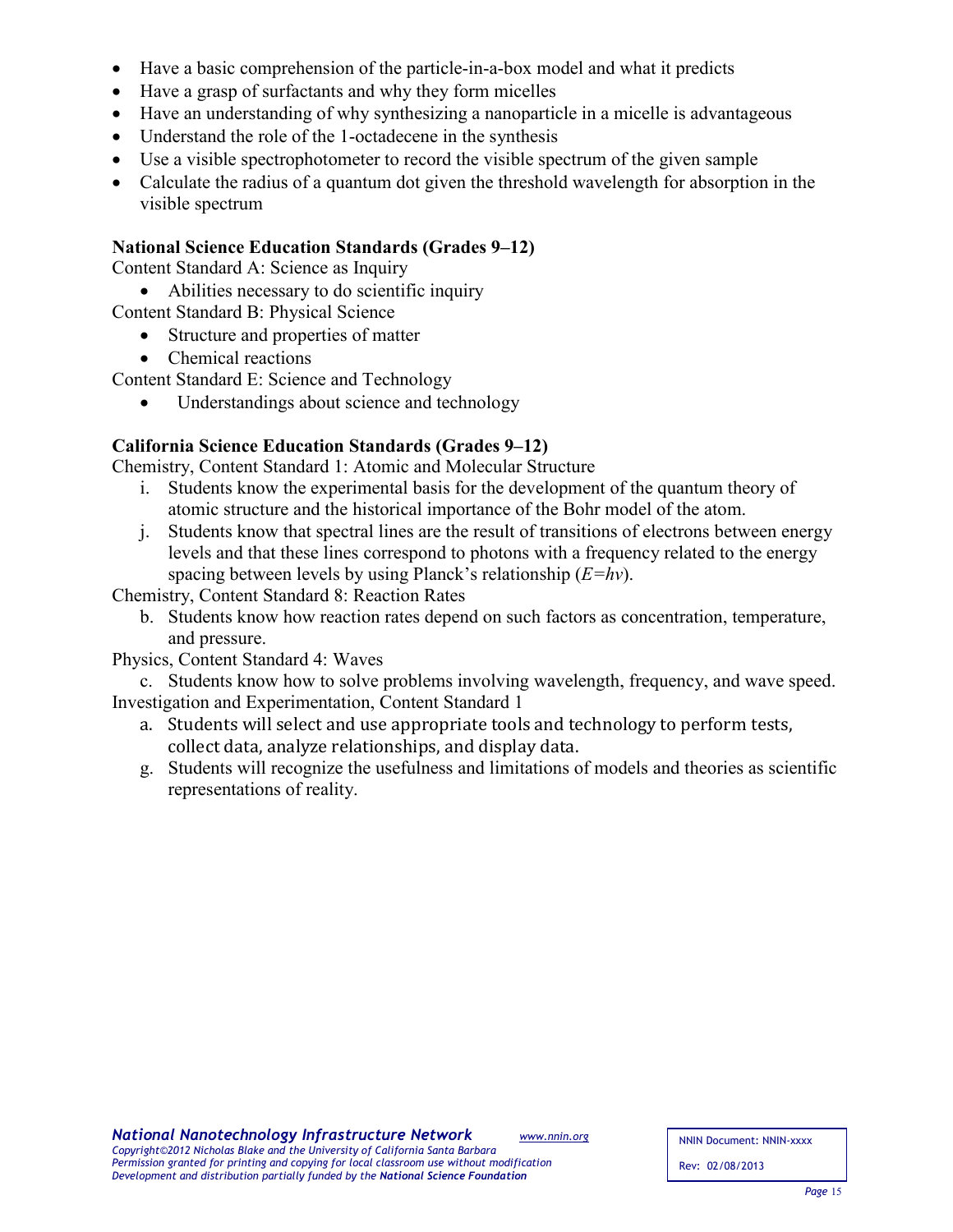- Have a basic comprehension of the particle-in-a-box model and what it predicts
- Have a grasp of surfactants and why they form micelles
- Have an understanding of why synthesizing a nanoparticle in a micelle is advantageous
- Understand the role of the 1-octadecene in the synthesis
- Use a visible spectrophotometer to record the visible spectrum of the given sample
- Calculate the radius of a quantum dot given the threshold wavelength for absorption in the visible spectrum

**National Science Education Standards (Grades 9–12)**

Content Standard A: Science as Inquiry

- Abilities necessary to do scientific inquiry

Content Standard B: Physical Science

- Structure and properties of matter
- Chemical reactions

Content Standard E: Science and Technology

- Understandings about science and technology

**California Science Education Standards (Grades 9–12)**

Chemistry, Content Standard 1: Atomic and Molecular Structure

i. Students know the experimental basis for the development of the quantum theory of atomic structure and the historical importance of the Bohr model of the atom.

j. Students know that spectral lines are the result of transitions of electrons between energy levels and that these lines correspond to photons with a frequency related to the energy spacing between levels by using Planck's relationship ($E=hv$).

Chemistry, Content Standard 8: Reaction Rates

b. Students know how reaction rates depend on such factors as concentration, temperature, and pressure.

Physics, Content Standard 4: Waves

c. Students know how to solve problems involving wavelength, frequency, and wave speed.

Investigation and Experimentation, Content Standard 1

a. Students will select and use appropriate tools and technology to perform tests, collect data, analyze relationships, and display data.

g. Students will recognize the usefulness and limitations of models and theories as scientific representations of reality.